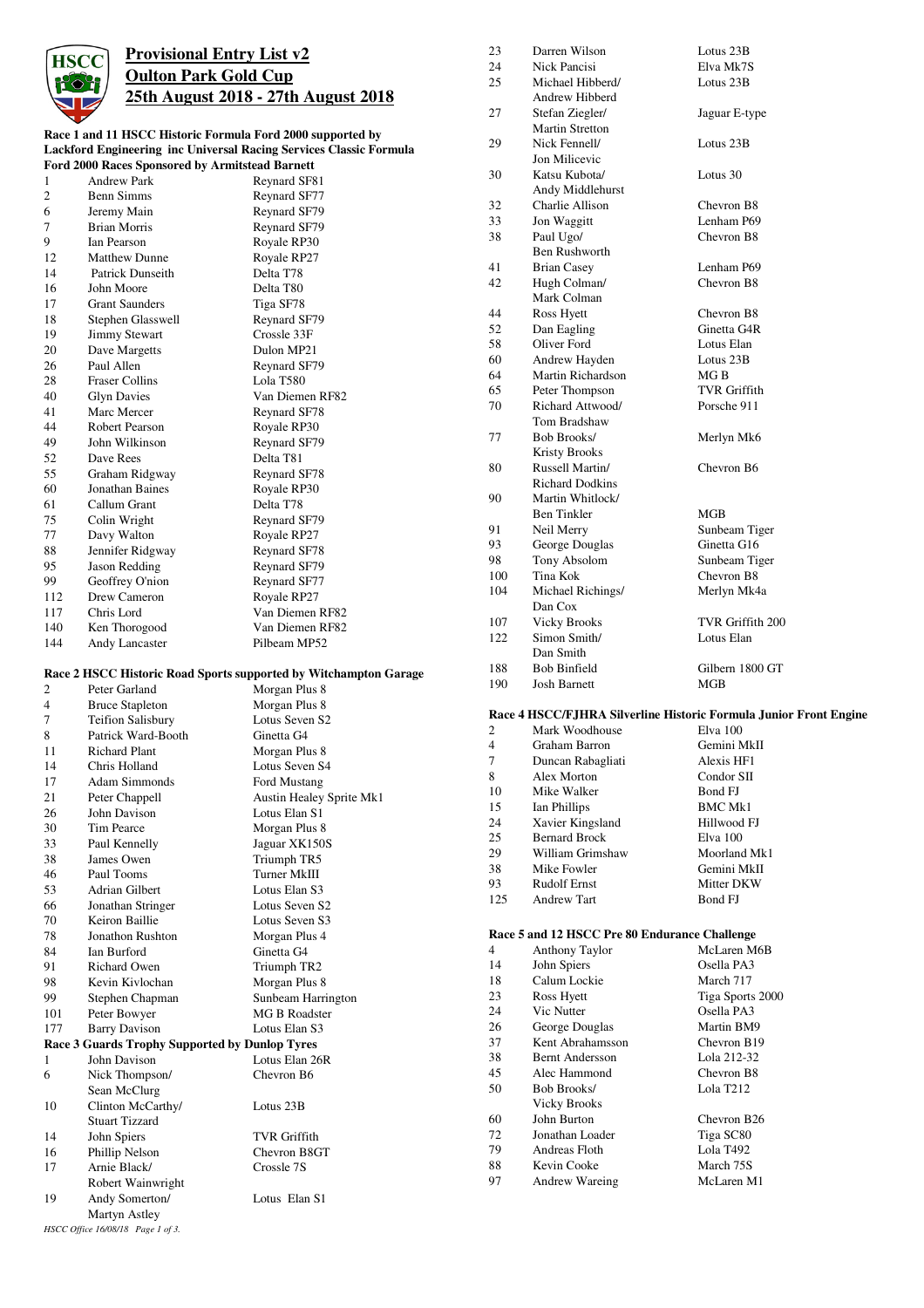# Provisional Entry List v2

# Oulton Park Gold Cup

# 25th August 2018 - 27th August 2018

**Race 1 and 11 HSCC Historic Formula Ford 2000 supported by Lackford Engineering inc Universal Racing Services Classic Formula Ford 2000 Races Sponsored by Armitstead Barnett**

| | | |
|---|---|---|
| 1 | Andrew Park | Reynard SF81 |
| 2 | Benn Simms | Reynard SF77 |
| 6 | Jeremy Main | Reynard SF79 |
| 7 | Brian Morris | Reynard SF79 |
| 9 | Ian Pearson | Royale RP30 |
| 12 | Matthew Dunne | Royale RP27 |
| 14 | Patrick Dunseith | Delta T78 |
| 16 | John Moore | Delta T80 |
| 17 | Grant Saunders | Tiga SF78 |
| 18 | Stephen Glasswell | Reynard SF79 |
| 19 | Jimmy Stewart | Crossle 33F |
| 20 | Dave Margetts | Dulon MP21 |
| 26 | Paul Allen | Reynard SF79 |
| 28 | Fraser Collins | Lola T580 |
| 40 | Glyn Davies | Van Diemen RF82 |
| 41 | Marc Mercer | Reynard SF78 |
| 44 | Robert Pearson | Royale RP30 |
| 49 | John Wilkinson | Reynard SF79 |
| 52 | Dave Rees | Delta T81 |
| 55 | Graham Ridgway | Reynard SF78 |
| 60 | Jonathan Baines | Royale RP30 |
| 61 | Callum Grant | Delta T78 |
| 75 | Colin Wright | Reynard SF79 |
| 77 | Davy Walton | Royale RP27 |
| 88 | Jennifer Ridgway | Reynard SF78 |
| 95 | Jason Redding | Reynard SF79 |
| 99 | Geoffrey O'nion | Reynard SF77 |
| 112 | Drew Cameron | Royale RP27 |
| 117 | Chris Lord | Van Diemen RF82 |
| 140 | Ken Thorogood | Van Diemen RF82 |
| 144 | Andy Lancaster | Pilbeam MP52 |

**Race 2 HSCC Historic Road Sports supported by Witchampton Garage**

| | | |
|---|---|---|
| 2 | Peter Garland | Morgan Plus 8 |
| 4 | Bruce Stapleton | Morgan Plus 8 |
| 7 | Teifion Salisbury | Lotus Seven S2 |
| 8 | Patrick Ward-Booth | Ginetta G4 |
| 11 | Richard Plant | Morgan Plus 8 |
| 14 | Chris Holland | Lotus Seven S4 |
| 17 | Adam Simmonds | Ford Mustang |
| 21 | Peter Chappell | Austin Healey Sprite Mk1 |
| 26 | John Davison | Lotus Elan S1 |
| 30 | Tim Pearce | Morgan Plus 8 |
| 33 | Paul Kennelly | Jaguar XK150S |
| 38 | James Owen | Triumph TR5 |
| 46 | Paul Tooms | Turner MkIII |
| 53 | Adrian Gilbert | Lotus Elan S3 |
| 66 | Jonathan Stringer | Lotus Seven S2 |
| 70 | Keiron Baillie | Lotus Seven S3 |
| 78 | Jonathon Rushton | Morgan Plus 4 |
| 84 | Ian Burford | Ginetta G4 |
| 91 | Richard Owen | Triumph TR2 |
| 98 | Kevin Kivlochan | Morgan Plus 8 |
| 99 | Stephen Chapman | Sunbeam Harrington |
| 101 | Peter Bowyer | MG B Roadster |
| 177 | Barry Davison | Lotus Elan S3 |

**Race 3 Guards Trophy Supported by Dunlop Tyres**

| | | |
|---|---|---|
| 1 | John Davison | Lotus Elan 26R |
| 6 | Nick Thompson/ Sean McClurg | Chevron B6 |
| 10 | Clinton McCarthy/ Stuart Tizzard | Lotus 23B |
| 14 | John Spiers | TVR Griffith |
| 16 | Phillip Nelson | Chevron B8GT |
| 17 | Arnie Black/ Robert Wainwright | Crossle 7S |
| 19 | Andy Somerton/ Martyn Astley | Lotus Elan S1 |
| 23 | Darren Wilson | Lotus 23B |
| 24 | Nick Pancisi | Elva Mk7S |
| 25 | Michael Hibberd/ Andrew Hibberd | Lotus 23B |
| 27 | Stefan Ziegler/ Martin Stretton | Jaguar E-type |
| 29 | Nick Fennell/ Jon Milicevic | Lotus 23B |
| 30 | Katsu Kubota/ Andy Middlehurst | Lotus 30 |
| 32 | Charlie Allison | Chevron B8 |
| 33 | Jon Waggitt | Lenham P69 |
| 38 | Paul Ugo/ Ben Rushworth | Chevron B8 |
| 41 | Brian Casey | Lenham P69 |
| 42 | Hugh Colman/ Mark Colman | Chevron B8 |
| 44 | Ross Hyett | Chevron B8 |
| 52 | Dan Eagling | Ginetta G4R |
| 58 | Oliver Ford | Lotus Elan |
| 60 | Andrew Hayden | Lotus 23B |
| 64 | Martin Richardson | MG B |
| 65 | Peter Thompson | TVR Griffith |
| 70 | Richard Attwood/ Tom Bradshaw | Porsche 911 |
| 77 | Bob Brooks/ Kristy Brooks | Merlyn Mk6 |
| 80 | Russell Martin/ Richard Dodkins | Chevron B6 |
| 90 | Martin Whitlock/ Ben Tinkler | MGB |
| 91 | Neil Merry | Sunbeam Tiger |
| 93 | George Douglas | Ginetta G16 |
| 98 | Tony Absolom | Sunbeam Tiger |
| 100 | Tina Kok | Chevron B8 |
| 104 | Michael Richings/ Dan Cox | Merlyn Mk4a |
| 107 | Vicky Brooks | TVR Griffith 200 |
| 122 | Simon Smith/ Dan Smith | Lotus Elan |
| 188 | Bob Binfield | Gilbern 1800 GT |
| 190 | Josh Barnett | MGB |

**Race 4 HSCC/FJHRA Silverline Historic Formula Junior Front Engine**

| | | |
|---|---|---|
| 2 | Mark Woodhouse | Elva 100 |
| 4 | Graham Barron | Gemini MkII |
| 7 | Duncan Rabagliati | Alexis HF1 |
| 8 | Alex Morton | Condor SII |
| 10 | Mike Walker | Bond FJ |
| 15 | Ian Phillips | BMC Mk1 |
| 24 | Xavier Kingsland | Hillwood FJ |
| 25 | Bernard Brock | Elva 100 |
| 29 | William Grimshaw | Moorland Mk1 |
| 38 | Mike Fowler | Gemini MkII |
| 93 | Rudolf Ernst | Mitter DKW |
| 125 | Andrew Tart | Bond FJ |

**Race 5 and 12 HSCC Pre 80 Endurance Challenge**

| | | |
|---|---|---|
| 4 | Anthony Taylor | McLaren M6B |
| 14 | John Spiers | Osella PA3 |
| 18 | Calum Lockie | March 717 |
| 23 | Ross Hyett | Tiga Sports 2000 |
| 24 | Vic Nutter | Osella PA3 |
| 26 | George Douglas | Martin BM9 |
| 37 | Kent Abrahamsson | Chevron B19 |
| 38 | Bernt Andersson | Lola 212-32 |
| 45 | Alec Hammond | Chevron B8 |
| 50 | Bob Brooks/ Vicky Brooks | Lola T212 |
| 60 | John Burton | Chevron B26 |
| 72 | Jonathan Loader | Tiga SC80 |
| 79 | Andreas Floth | Lola T492 |
| 88 | Kevin Cooke | March 75S |
| 97 | Andrew Wareing | McLaren M1 |

*HSCC Office 16/08/18 Page 1 of 3.*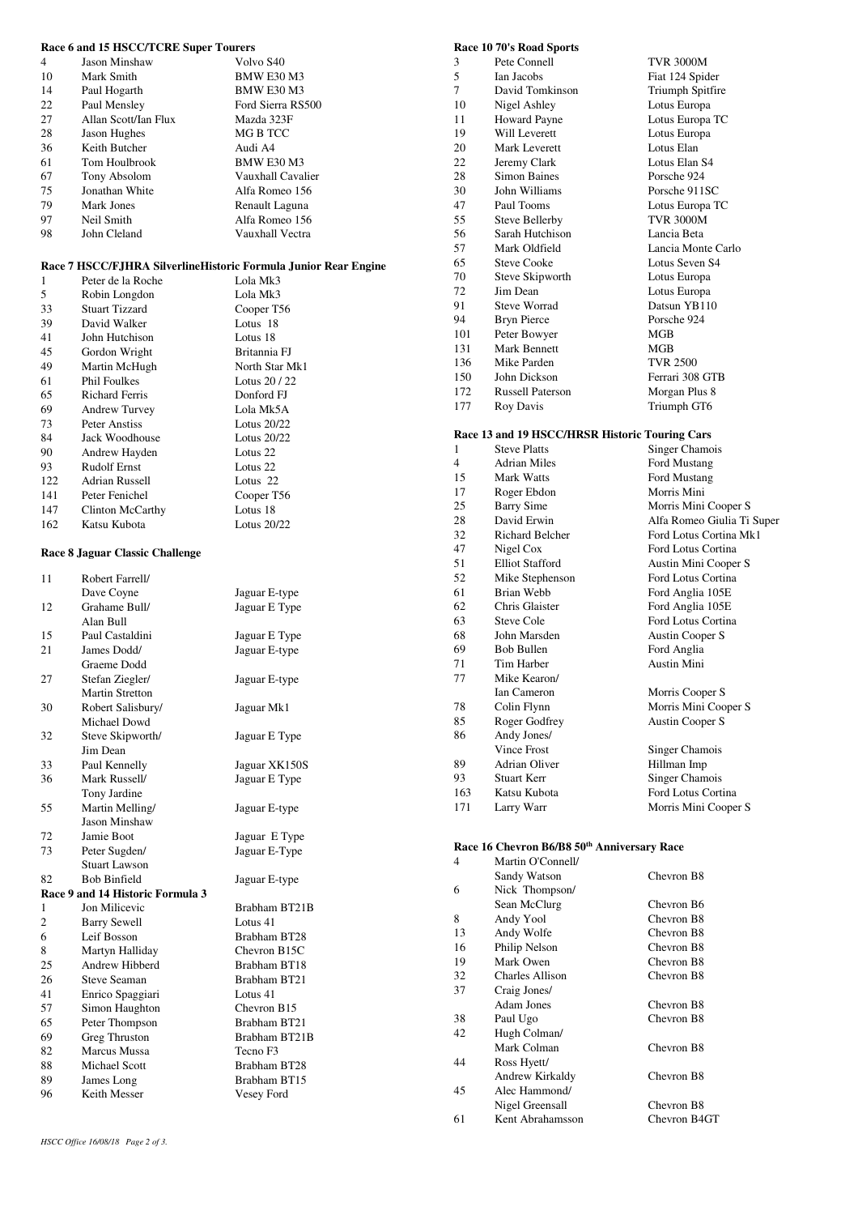### Race 6 and 15 HSCC/TCRE Super Tourers

| No. | Driver | Car |
|---|---|---|
| 4 | Jason Minshaw | Volvo S40 |
| 10 | Mark Smith | BMW E30 M3 |
| 14 | Paul Hogarth | BMW E30 M3 |
| 22 | Paul Mensley | Ford Sierra RS500 |
| 27 | Allan Scott/Ian Flux | Mazda 323F |
| 28 | Jason Hughes | MG B TCC |
| 36 | Keith Butcher | Audi A4 |
| 61 | Tom Houlbrook | BMW E30 M3 |
| 67 | Tony Absolom | Vauxhall Cavalier |
| 75 | Jonathan White | Alfa Romeo 156 |
| 79 | Mark Jones | Renault Laguna |
| 97 | Neil Smith | Alfa Romeo 156 |
| 98 | John Cleland | Vauxhall Vectra |

### Race 7 HSCC/FJHRA SilverlineHistoric Formula Junior Rear Engine

| No. | Driver | Car |
|---|---|---|
| 1 | Peter de la Roche | Lola Mk3 |
| 5 | Robin Longdon | Lola Mk3 |
| 33 | Stuart Tizzard | Cooper T56 |
| 39 | David Walker | Lotus 18 |
| 41 | John Hutchison | Lotus 18 |
| 45 | Gordon Wright | Britannia FJ |
| 49 | Martin McHugh | North Star Mk1 |
| 61 | Phil Foulkes | Lotus 20 / 22 |
| 65 | Richard Ferris | Donford FJ |
| 69 | Andrew Turvey | Lola Mk5A |
| 73 | Peter Anstiss | Lotus 20/22 |
| 84 | Jack Woodhouse | Lotus 20/22 |
| 90 | Andrew Hayden | Lotus 22 |
| 93 | Rudolf Ernst | Lotus 22 |
| 122 | Adrian Russell | Lotus 22 |
| 141 | Peter Fenichel | Cooper T56 |
| 147 | Clinton McCarthy | Lotus 18 |
| 162 | Katsu Kubota | Lotus 20/22 |

### Race 8 Jaguar Classic Challenge

| No. | Driver | Car |
|---|---|---|
| 11 | Robert Farrell/ Dave Coyne | Jaguar E-type |
| 12 | Grahame Bull/ Alan Bull | Jaguar E Type |
| 15 | Paul Castaldini | Jaguar E Type |
| 21 | James Dodd/ Graeme Dodd | Jaguar E-type |
| 27 | Stefan Ziegler/ Martin Stretton | Jaguar E-type |
| 30 | Robert Salisbury/ Michael Dowd | Jaguar Mk1 |
| 32 | Steve Skipworth/ Jim Dean | Jaguar E Type |
| 33 | Paul Kennelly | Jaguar XK150S |
| 36 | Mark Russell/ Tony Jardine | Jaguar E Type |
| 55 | Martin Melling/ Jason Minshaw | Jaguar E-type |
| 72 | Jamie Boot | Jaguar E Type |
| 73 | Peter Sugden/ Stuart Lawson | Jaguar E-Type |
| 82 | Bob Binfield | Jaguar E-type |

### Race 9 and 14 Historic Formula 3

| No. | Driver | Car |
|---|---|---|
| 1 | Jon Milicevic | Brabham BT21B |
| 2 | Barry Sewell | Lotus 41 |
| 6 | Leif Bosson | Brabham BT28 |
| 8 | Martyn Halliday | Chevron B15C |
| 25 | Andrew Hibberd | Brabham BT18 |
| 26 | Steve Seaman | Brabham BT21 |
| 41 | Enrico Spaggiari | Lotus 41 |
| 57 | Simon Haughton | Chevron B15 |
| 65 | Peter Thompson | Brabham BT21 |
| 69 | Greg Thruston | Brabham BT21B |
| 82 | Marcus Mussa | Tecno F3 |
| 88 | Michael Scott | Brabham BT28 |
| 89 | James Long | Brabham BT15 |
| 96 | Keith Messer | Vesey Ford |

### Race 10 70's Road Sports

| No. | Driver | Car |
|---|---|---|
| 3 | Pete Connell | TVR 3000M |
| 5 | Ian Jacobs | Fiat 124 Spider |
| 7 | David Tomkinson | Triumph Spitfire |
| 10 | Nigel Ashley | Lotus Europa |
| 11 | Howard Payne | Lotus Europa TC |
| 19 | Will Leverett | Lotus Europa |
| 20 | Mark Leverett | Lotus Elan |
| 22 | Jeremy Clark | Lotus Elan S4 |
| 28 | Simon Baines | Porsche 924 |
| 30 | John Williams | Porsche 911SC |
| 47 | Paul Tooms | Lotus Europa TC |
| 55 | Steve Bellerby | TVR 3000M |
| 56 | Sarah Hutchison | Lancia Beta |
| 57 | Mark Oldfield | Lancia Monte Carlo |
| 65 | Steve Cooke | Lotus Seven S4 |
| 70 | Steve Skipworth | Lotus Europa |
| 72 | Jim Dean | Lotus Europa |
| 91 | Steve Worrad | Datsun YB110 |
| 94 | Bryn Pierce | Porsche 924 |
| 101 | Peter Bowyer | MGB |
| 131 | Mark Bennett | MGB |
| 136 | Mike Parden | TVR 2500 |
| 150 | John Dickson | Ferrari 308 GTB |
| 172 | Russell Paterson | Morgan Plus 8 |
| 177 | Roy Davis | Triumph GT6 |

### Race 13 and 19 HSCC/HRSR Historic Touring Cars

| No. | Driver | Car |
|---|---|---|
| 1 | Steve Platts | Singer Chamois |
| 4 | Adrian Miles | Ford Mustang |
| 15 | Mark Watts | Ford Mustang |
| 17 | Roger Ebdon | Morris Mini |
| 25 | Barry Sime | Morris Mini Cooper S |
| 28 | David Erwin | Alfa Romeo Giulia Ti Super |
| 32 | Richard Belcher | Ford Lotus Cortina Mk1 |
| 47 | Nigel Cox | Ford Lotus Cortina |
| 51 | Elliot Stafford | Austin Mini Cooper S |
| 52 | Mike Stephenson | Ford Lotus Cortina |
| 61 | Brian Webb | Ford Anglia 105E |
| 62 | Chris Glaister | Ford Anglia 105E |
| 63 | Steve Cole | Ford Lotus Cortina |
| 68 | John Marsden | Austin Cooper S |
| 69 | Bob Bullen | Ford Anglia |
| 71 | Tim Harber | Austin Mini |
| 77 | Mike Kearon/ Ian Cameron | Morris Cooper S |
| 78 | Colin Flynn | Morris Mini Cooper S |
| 85 | Roger Godfrey | Austin Cooper S |
| 86 | Andy Jones/ Vince Frost | Singer Chamois |
| 89 | Adrian Oliver | Hillman Imp |
| 93 | Stuart Kerr | Singer Chamois |
| 163 | Katsu Kubota | Ford Lotus Cortina |
| 171 | Larry Warr | Morris Mini Cooper S |

### Race 16 Chevron B6/B8 50th Anniversary Race

| No. | Driver | Car |
|---|---|---|
| 4 | Martin O'Connell/ Sandy Watson | Chevron B8 |
| 6 | Nick Thompson/ Sean McClurg | Chevron B6 |
| 8 | Andy Yool | Chevron B8 |
| 13 | Andy Wolfe | Chevron B8 |
| 16 | Philip Nelson | Chevron B8 |
| 19 | Mark Owen | Chevron B8 |
| 32 | Charles Allison | Chevron B8 |
| 37 | Craig Jones/ Adam Jones | Chevron B8 |
| 38 | Paul Ugo | Chevron B8 |
| 42 | Hugh Colman/ Mark Colman | Chevron B8 |
| 44 | Ross Hyett/ Andrew Kirkaldy | Chevron B8 |
| 45 | Alec Hammond/ Nigel Greensall | Chevron B8 |
| 61 | Kent Abrahamsson | Chevron B4GT |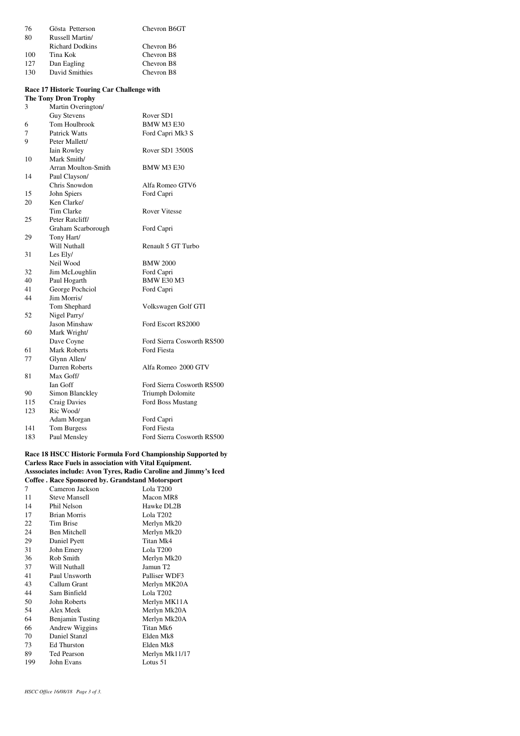| | | |
|---|---|---|
| 76 | Gösta Petterson | Chevron B6GT |
| 80 | Russell Martin/ Richard Dodkins | Chevron B6 |
| 100 | Tina Kok | Chevron B8 |
| 127 | Dan Eagling | Chevron B8 |
| 130 | David Smithies | Chevron B8 |

**Race 17 Historic Touring Car Challenge with The Tony Dron Trophy**

| | | |
|---|---|---|
| 3 | Martin Overington/ Guy Stevens | Rover SD1 |
| 6 | Tom Houlbrook | BMW M3 E30 |
| 7 | Patrick Watts | Ford Capri Mk3 S |
| 9 | Peter Mallett/ Iain Rowley | Rover SD1 3500S |
| 10 | Mark Smith/ Arran Moulton-Smith | BMW M3 E30 |
| 14 | Paul Clayson/ Chris Snowdon | Alfa Romeo GTV6 |
| 15 | John Spiers | Ford Capri |
| 20 | Ken Clarke/ Tim Clarke | Rover Vitesse |
| 25 | Peter Ratcliff/ Graham Scarborough | Ford Capri |
| 29 | Tony Hart/ Will Nuthall | Renault 5 GT Turbo |
| 31 | Les Ely/ Neil Wood | BMW 2000 |
| 32 | Jim McLoughlin | Ford Capri |
| 40 | Paul Hogarth | BMW E30 M3 |
| 41 | George Pochciol | Ford Capri |
| 44 | Jim Morris/ Tom Shephard | Volkswagen Golf GTI |
| 52 | Nigel Parry/ Jason Minshaw | Ford Escort RS2000 |
| 60 | Mark Wright/ Dave Coyne | Ford Sierra Cosworth RS500 |
| 61 | Mark Roberts | Ford Fiesta |
| 77 | Glynn Allen/ Darren Roberts | Alfa Romeo 2000 GTV |
| 81 | Max Goff/ Ian Goff | Ford Sierra Cosworth RS500 |
| 90 | Simon Blanckley | Triumph Dolomite |
| 115 | Craig Davies | Ford Boss Mustang |
| 123 | Ric Wood/ Adam Morgan | Ford Capri |
| 141 | Tom Burgess | Ford Fiesta |
| 183 | Paul Mensley | Ford Sierra Cosworth RS500 |

**Race 18 HSCC Historic Formula Ford Championship Supported by Carless Race Fuels in association with Vital Equipment. Asssociates include: Avon Tyres, Radio Caroline and Jimmy's Iced Coffee . Race Sponsored by. Grandstand Motorsport**

| | | |
|---|---|---|
| 7 | Cameron Jackson | Lola T200 |
| 11 | Steve Mansell | Macon MR8 |
| 14 | Phil Nelson | Hawke DL2B |
| 17 | Brian Morris | Lola T202 |
| 22 | Tim Brise | Merlyn Mk20 |
| 24 | Ben Mitchell | Merlyn Mk20 |
| 29 | Daniel Pyett | Titan Mk4 |
| 31 | John Emery | Lola T200 |
| 36 | Rob Smith | Merlyn Mk20 |
| 37 | Will Nuthall | Jamun T2 |
| 41 | Paul Unsworth | Palliser WDF3 |
| 43 | Callum Grant | Merlyn MK20A |
| 44 | Sam Binfield | Lola T202 |
| 50 | John Roberts | Merlyn MK11A |
| 54 | Alex Meek | Merlyn Mk20A |
| 64 | Benjamin Tusting | Merlyn Mk20A |
| 66 | Andrew Wiggins | Titan Mk6 |
| 70 | Daniel Stanzl | Elden Mk8 |
| 73 | Ed Thurston | Elden Mk8 |
| 89 | Ted Pearson | Merlyn Mk11/17 |
| 199 | John Evans | Lotus 51 |